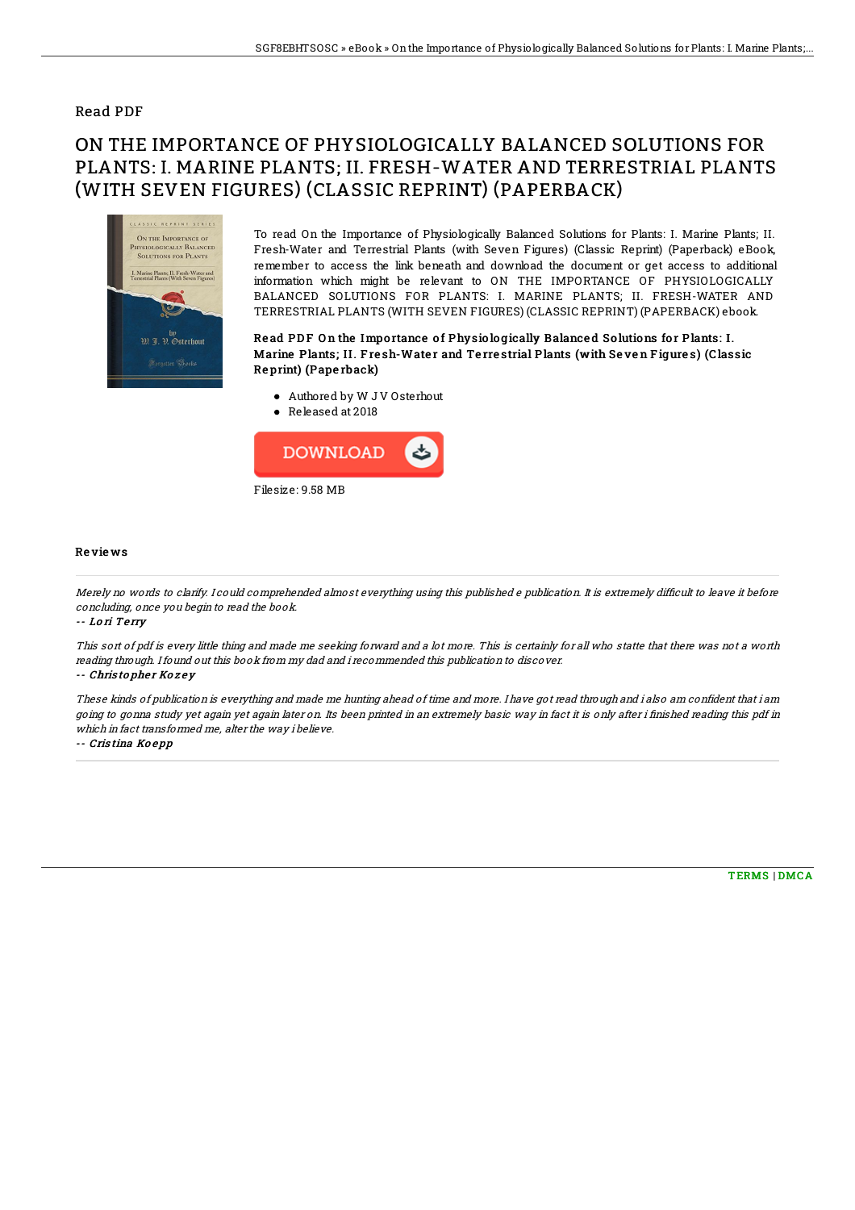## Read PDF

# ON THE IMPORTANCE OF PHYSIOLOGICALLY BALANCED SOLUTIONS FOR PLANTS: I. MARINE PLANTS; II. FRESH-WATER AND TERRESTRIAL PLANTS (WITH SEVEN FIGURES) (CLASSIC REPRINT) (PAPERBACK)

To read On the Importance of Physiologically Balanced Solutions for Plants: I. Marine Plants; II. Fresh-Water and Terrestrial Plants (with Seven Figures) (Classic Reprint) (Paperback) eBook, remember to access the link beneath and download the document or get access to additional information which might be relevant to ON THE IMPORTANCE OF PHYSIOLOGICALLY BALANCED SOLUTIONS FOR PLANTS: I. MARINE PLANTS; II. FRESH-WATER AND TERRESTRIAL PLANTS (WITH SEVEN FIGURES) (CLASSIC REPRINT) (PAPERBACK) ebook.

**Read PDF On the Importance of Physiologically Balanced Solutions for Plants: I. Marine Plants; II. Fresh-Water and Terrestrial Plants (with Seven Figures) (Classic Reprint) (Paperback)**

- Authored by W J V Osterhout
- Released at 2018

Filesize: 9.58 MB

### Reviews

*Merely no words to clarify. I could comprehended almost everything using this published e publication. It is extremely difficult to leave it before concluding, once you begin to read the book.*

-- ***Lori Terry***

*This sort of pdf is every little thing and made me seeking forward and a lot more. This is certainly for all who statte that there was not a worth reading through. I found out this book from my dad and i recommended this publication to discover.*

-- ***Christopher Kozey***

*These kinds of publication is everything and made me hunting ahead of time and more. I have got read through and i also am confident that i am going to gonna study yet again yet again later on. Its been printed in an extremely basic way in fact it is only after i finished reading this pdf in which in fact transformed me, alter the way i believe.*

-- ***Cristina Koepp***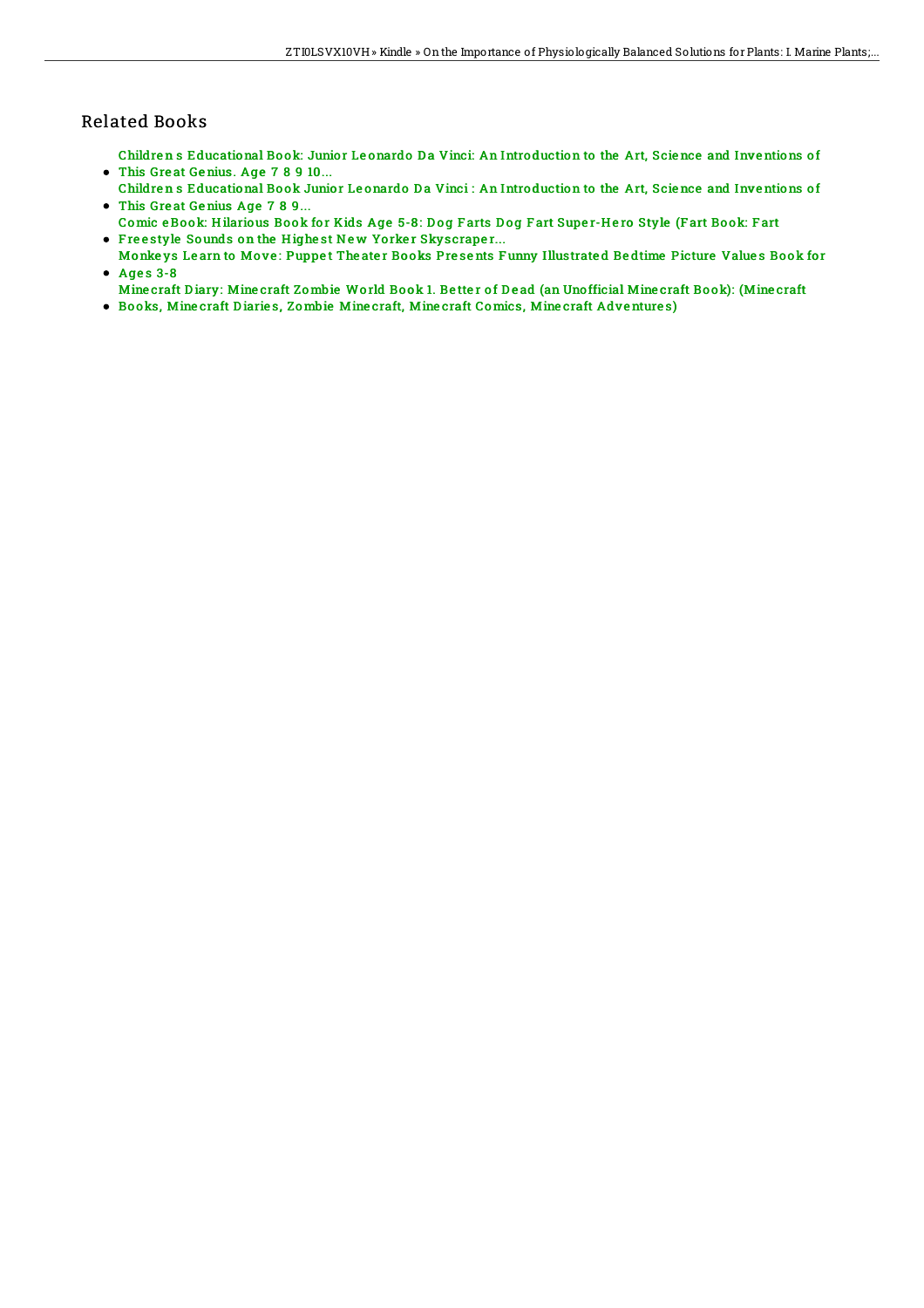## Related Books

- Children s Educational Book: Junior Leonardo Da Vinci: An Introduction to the Art, Science and Inventions of This Great Genius. Age 7 8 9 10...
- Children s Educational Book Junior Leonardo Da Vinci : An Introduction to the Art, Science and Inventions of This Great Genius Age 7 8 9...
- Comic eBook: Hilarious Book for Kids Age 5-8: Dog Farts Dog Fart Super-Hero Style (Fart Book: Fart Freestyle Sounds on the Highest New Yorker Skyscraper...
- Monkeys Learn to Move: Puppet Theater Books Presents Funny Illustrated Bedtime Picture Values Book for Ages 3-8
- Minecraft Diary: Minecraft Zombie World Book 1. Better of Dead (an Unofficial Minecraft Book): (Minecraft Books, Minecraft Diaries, Zombie Minecraft, Minecraft Comics, Minecraft Adventures)